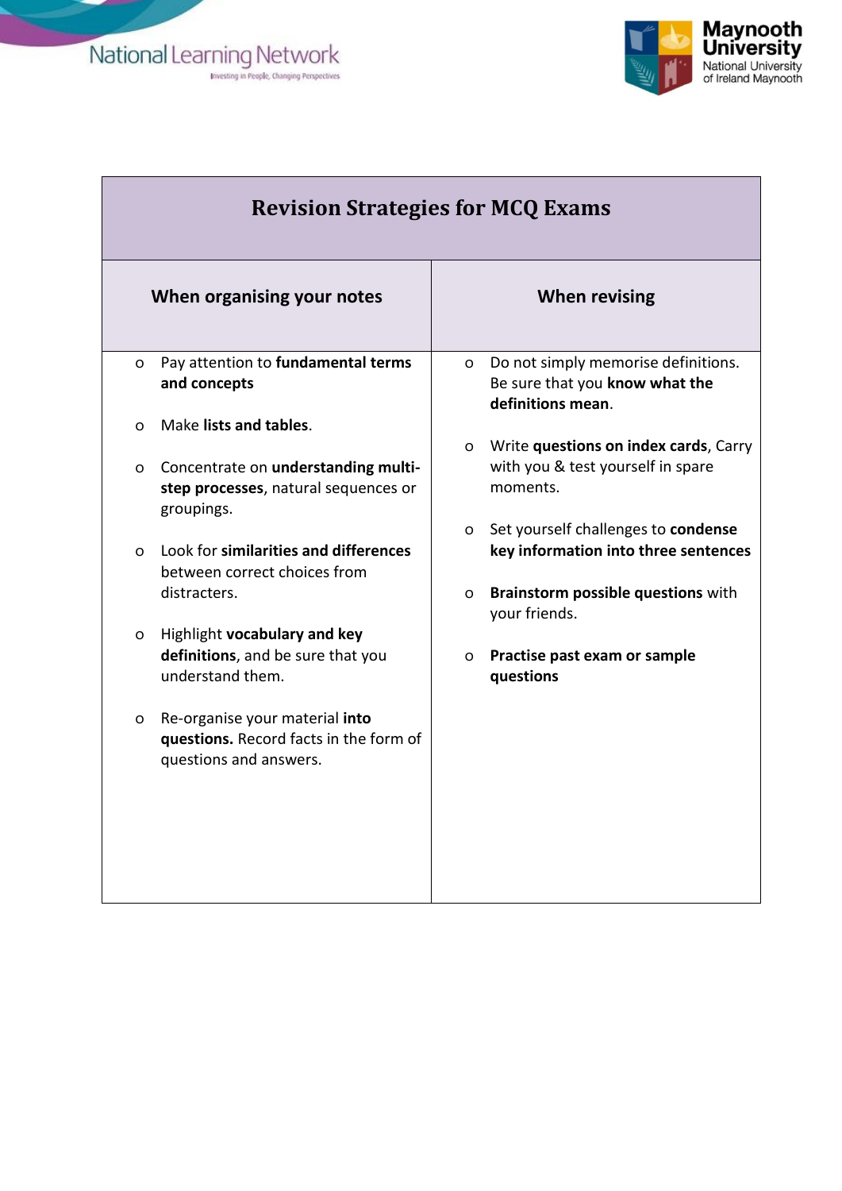# Revision Strategies for MCQ Exams

| When organising your notes | When revising |
|---|---|
| o Pay attention to **fundamental terms and concepts**<br><br>o Make **lists and tables**.<br><br>o Concentrate on **understanding multi-step processes**, natural sequences or groupings.<br><br>o Look for **similarities and differences** between correct choices from distracters.<br><br>o Highlight **vocabulary and key definitions**, and be sure that you understand them.<br><br>o Re-organise your material **into questions.** Record facts in the form of questions and answers. | o Do not simply memorise definitions. Be sure that you **know what the definitions mean**.<br><br>o Write **questions on index cards**, Carry with you & test yourself in spare moments.<br><br>o Set yourself challenges to **condense key information into three sentences**<br><br>o **Brainstorm possible questions** with your friends.<br><br>o **Practise past exam or sample questions** |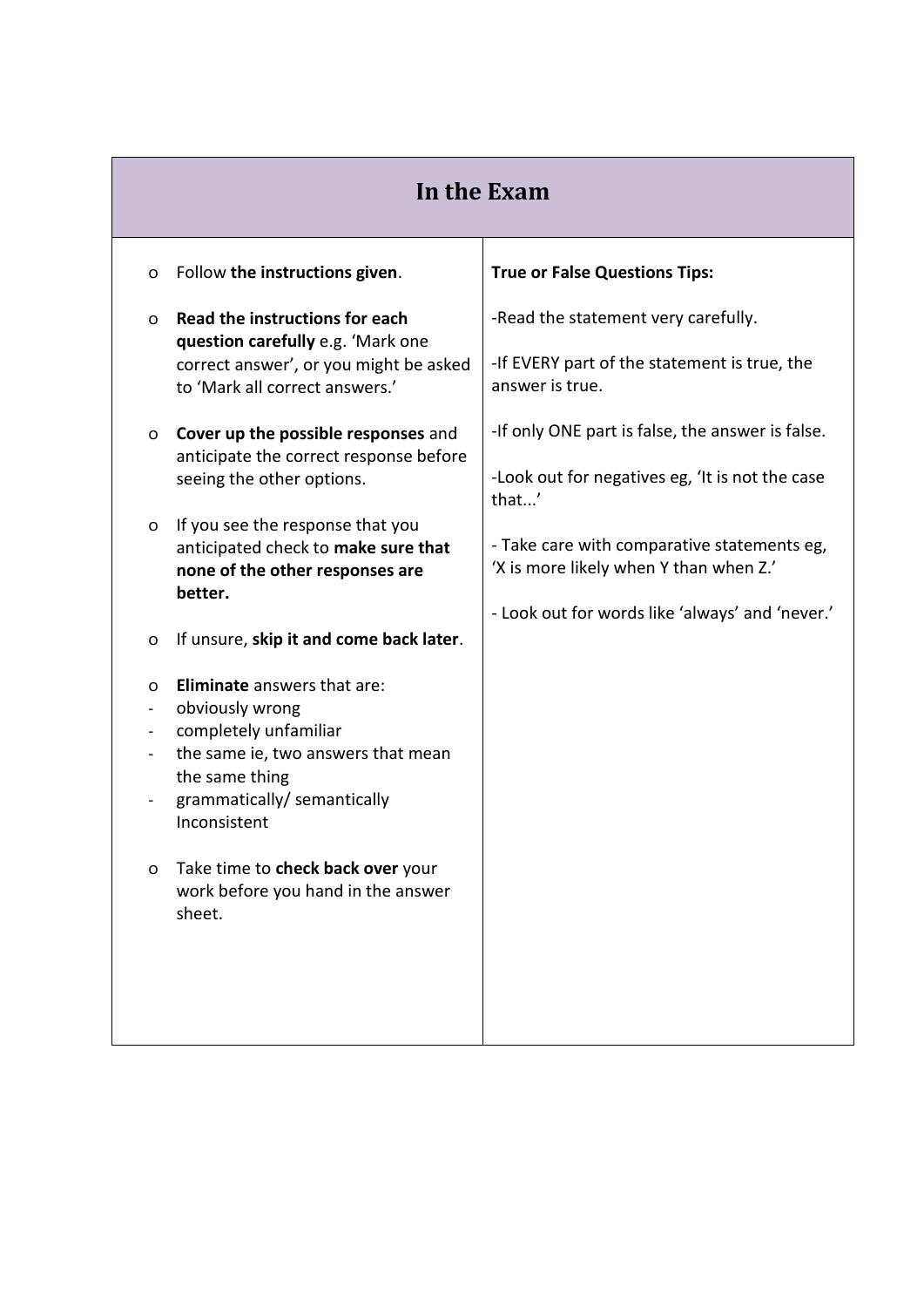## In the Exam

- Follow **the instructions given**.
- **Read the instructions for each question carefully** e.g. 'Mark one correct answer', or you might be asked to 'Mark all correct answers.'
- **Cover up the possible responses** and anticipate the correct response before seeing the other options.
- If you see the response that you anticipated check to **make sure that none of the other responses are better.**
- If unsure, **skip it and come back later**.
- **Eliminate** answers that are:
  - obviously wrong
  - completely unfamiliar
  - the same ie, two answers that mean the same thing
  - grammatically/ semantically Inconsistent
- Take time to **check back over** your work before you hand in the answer sheet.

**True or False Questions Tips:**

-Read the statement very carefully.

-If EVERY part of the statement is true, the answer is true.

-If only ONE part is false, the answer is false.

-Look out for negatives eg, 'It is not the case that...'

- Take care with comparative statements eg, 'X is more likely when Y than when Z.'

- Look out for words like 'always' and 'never.'